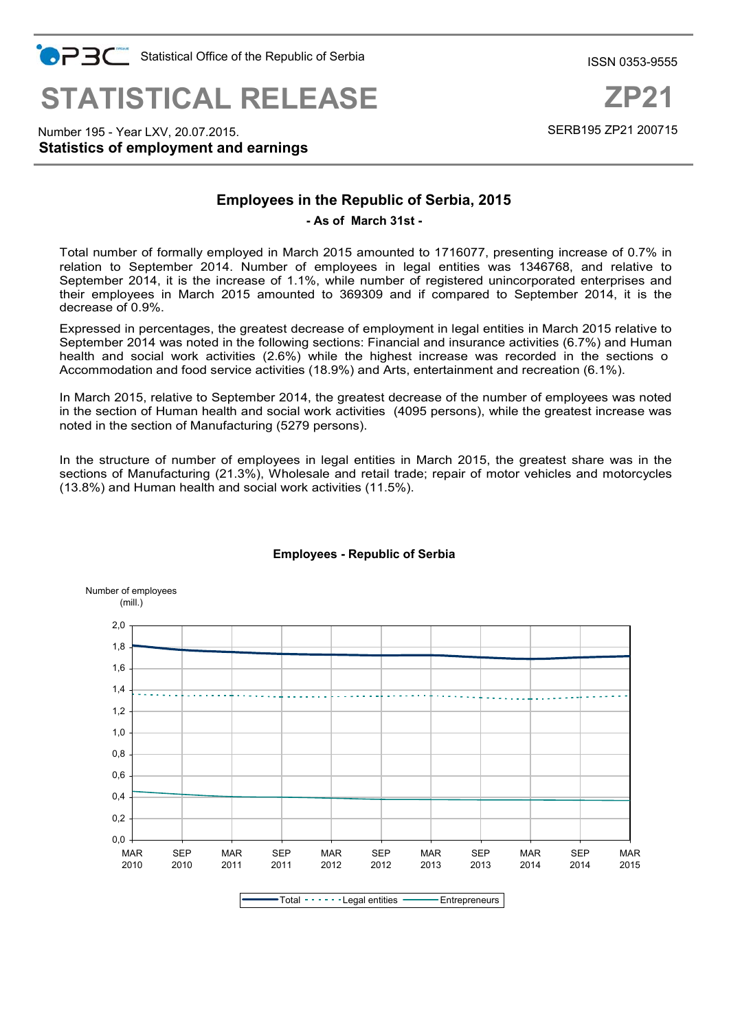Statistical Office of the Republic of Serbia

ISSN 0353-9555

# STATISTICAL RELEASE

**ZP21**

Number 195 - Year LXV, 20.07.2015.

SERB195 ZP21 200715

**Statistics of employment and earnings**

## Employees in the Republic of Serbia, 2015

**- As of March 31st -**

Total number of formally employed in March 2015 amounted to 1716077, presenting increase of 0.7% in relation to September 2014. Number of employees in legal entities was 1346768, and relative to September 2014, it is the increase of 1.1%, while number of registered unincorporated enterprises and their employees in March 2015 amounted to 369309 and if compared to September 2014, it is the decrease of 0.9%.

Expressed in percentages, the greatest decrease of employment in legal entities in March 2015 relative to September 2014 was noted in the following sections: Financial and insurance activities (6.7%) and Human health and social work activities (2.6%) while the highest increase was recorded in the sections o Accommodation and food service activities (18.9%) and Arts, entertainment and recreation (6.1%).

In March 2015, relative to September 2014, the greatest decrease of the number of employees was noted in the section of Human health and social work activities (4095 persons), while the greatest increase was noted in the section of Manufacturing (5279 persons).

In the structure of number of employees in legal entities in March 2015, the greatest share was in the sections of Manufacturing (21.3%), Wholesale and retail trade; repair of motor vehicles and motorcycles (13.8%) and Human health and social work activities (11.5%).

**Employees - Republic of Serbia**

Number of employees (mill.)

Total, Legal entities, Entrepreneurs — MAR 2010 to MAR 2015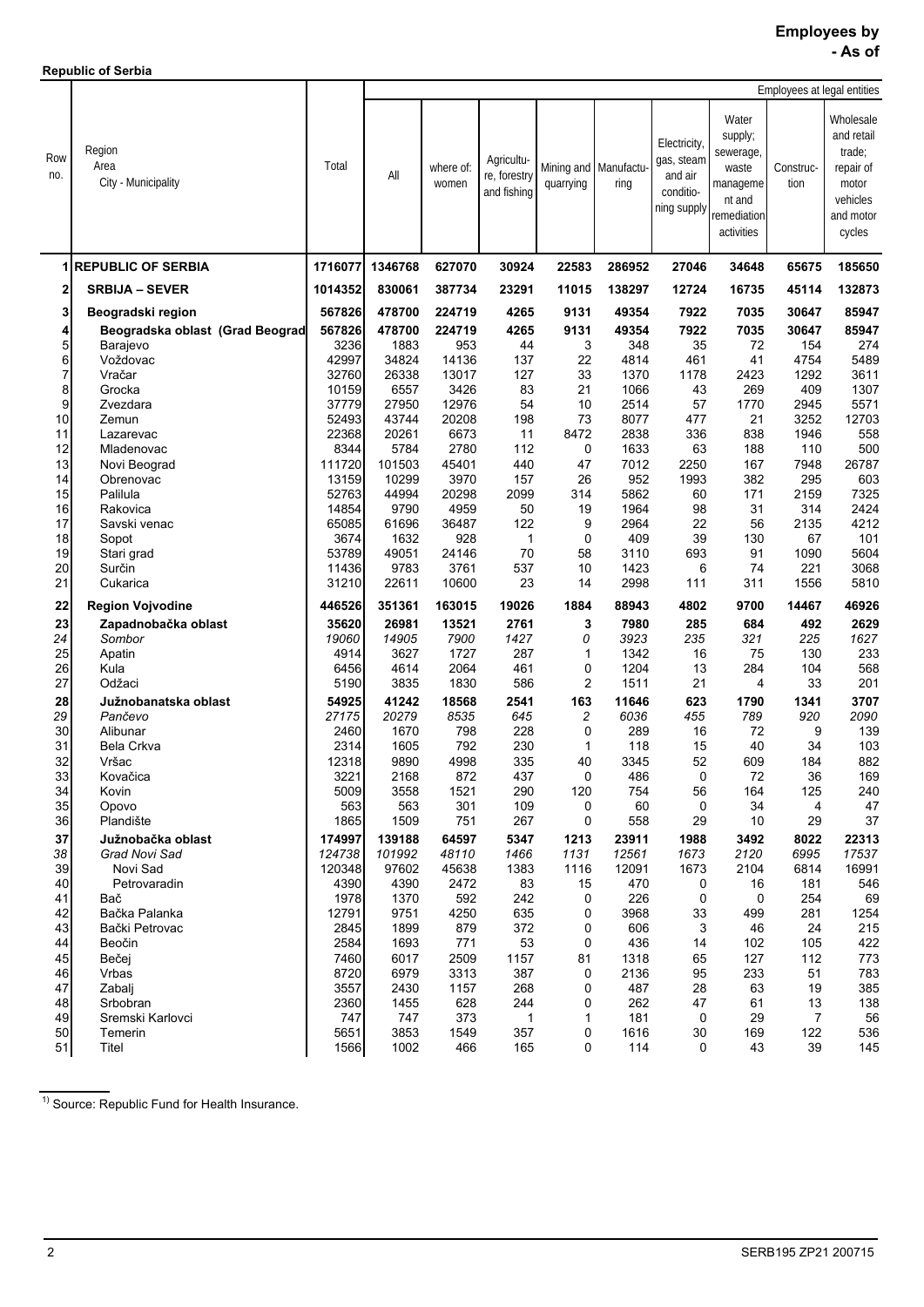**Employees by**
**- As of**

**Republic of Serbia**

| Row no. | Region<br>Area<br>City - Municipality | Total | Employees at legal entities | | | | | | | | |
|---|---|---|---|---|---|---|---|---|---|---|---|
| | | | All | where of: women | Agriculture, forestry and fishing | Mining and quarrying | Manufacturing | Electricity, gas, steam and air conditioning supply | Water supply; sewerage, waste management and remediation activities | Construction | Wholesale and retail trade; repair of motor vehicles and motor cycles |
| **1** | **REPUBLIC OF SERBIA** | **1716077** | **1346768** | **627070** | **30924** | **22583** | **286952** | **27046** | **34648** | **65675** | **185650** |
| **2** | **SRBIJA – SEVER** | **1014352** | **830061** | **387734** | **23291** | **11015** | **138297** | **12724** | **16735** | **45114** | **132873** |
| **3** | **Beogradski region** | **567826** | **478700** | **224719** | **4265** | **9131** | **49354** | **7922** | **7035** | **30647** | **85947** |
| **4** | **Beogradska oblast (Grad Beograd** | **567826** | **478700** | **224719** | **4265** | **9131** | **49354** | **7922** | **7035** | **30647** | **85947** |
| 5 | Barajevo | 3236 | 1883 | 953 | 44 | 3 | 348 | 35 | 72 | 154 | 274 |
| 6 | Voždovac | 42997 | 34824 | 14136 | 137 | 22 | 4814 | 461 | 41 | 4754 | 5489 |
| 7 | Vračar | 32760 | 26338 | 13017 | 127 | 33 | 1370 | 1178 | 2423 | 1292 | 3611 |
| 8 | Grocka | 10159 | 6557 | 3426 | 83 | 21 | 1066 | 43 | 269 | 409 | 1307 |
| 9 | Zvezdara | 37779 | 27950 | 12976 | 54 | 10 | 2514 | 57 | 1770 | 2945 | 5571 |
| 10 | Zemun | 52493 | 43744 | 20208 | 198 | 73 | 8077 | 477 | 21 | 3252 | 12703 |
| 11 | Lazarevac | 22368 | 20261 | 6673 | 11 | 8472 | 2838 | 336 | 838 | 1946 | 558 |
| 12 | Mladenovac | 8344 | 5784 | 2780 | 112 | 0 | 1633 | 63 | 188 | 110 | 500 |
| 13 | Novi Beograd | 111720 | 101503 | 45401 | 440 | 47 | 7012 | 2250 | 167 | 7948 | 26787 |
| 14 | Obrenovac | 13159 | 10299 | 3970 | 157 | 26 | 952 | 1993 | 382 | 295 | 603 |
| 15 | Palilula | 52763 | 44994 | 20298 | 2099 | 314 | 5862 | 60 | 171 | 2159 | 7325 |
| 16 | Rakovica | 14854 | 9790 | 4959 | 50 | 19 | 1964 | 98 | 31 | 314 | 2424 |
| 17 | Savski venac | 65085 | 61696 | 36487 | 122 | 9 | 2964 | 22 | 56 | 2135 | 4212 |
| 18 | Sopot | 3674 | 1632 | 928 | 1 | 0 | 409 | 39 | 130 | 67 | 101 |
| 19 | Stari grad | 53789 | 49051 | 24146 | 70 | 58 | 3110 | 693 | 91 | 1090 | 5604 |
| 20 | Surčin | 11436 | 9783 | 3761 | 537 | 10 | 1423 | 6 | 74 | 221 | 3068 |
| 21 | Cukarica | 31210 | 22611 | 10600 | 23 | 14 | 2998 | 111 | 311 | 1556 | 5810 |
| **22** | **Region Vojvodine** | **446526** | **351361** | **163015** | **19026** | **1884** | **88943** | **4802** | **9700** | **14467** | **46926** |
| **23** | **Zapadnobačka oblast** | **35620** | **26981** | **13521** | **2761** | **3** | **7980** | **285** | **684** | **492** | **2629** |
| *24* | *Sombor* | *19060* | *14905* | *7900* | *1427* | *0* | *3923* | *235* | *321* | *225* | *1627* |
| 25 | Apatin | 4914 | 3627 | 1727 | 287 | 1 | 1342 | 16 | 75 | 130 | 233 |
| 26 | Kula | 6456 | 4614 | 2064 | 461 | 0 | 1204 | 13 | 284 | 104 | 568 |
| 27 | Odžaci | 5190 | 3835 | 1830 | 586 | 2 | 1511 | 21 | 4 | 33 | 201 |
| **28** | **Južnobanatska oblast** | **54925** | **41242** | **18568** | **2541** | **163** | **11646** | **623** | **1790** | **1341** | **3707** |
| *29* | *Pančevo* | *27175* | *20279* | *8535* | *645* | *2* | *6036* | *455* | *789* | *920* | *2090* |
| 30 | Alibunar | 2460 | 1670 | 798 | 228 | 0 | 289 | 16 | 72 | 9 | 139 |
| 31 | Bela Crkva | 2314 | 1605 | 792 | 230 | 1 | 118 | 15 | 40 | 34 | 103 |
| 32 | Vršac | 12318 | 9890 | 4998 | 335 | 40 | 3345 | 52 | 609 | 184 | 882 |
| 33 | Kovačica | 3221 | 2168 | 872 | 437 | 0 | 486 | 0 | 72 | 36 | 169 |
| 34 | Kovin | 5009 | 3558 | 1521 | 290 | 120 | 754 | 56 | 164 | 125 | 240 |
| 35 | Opovo | 563 | 563 | 301 | 109 | 0 | 60 | 0 | 34 | 4 | 47 |
| 36 | Plandište | 1865 | 1509 | 751 | 267 | 0 | 558 | 29 | 10 | 29 | 37 |
| **37** | **Južnobačka oblast** | **174997** | **139188** | **64597** | **5347** | **1213** | **23911** | **1988** | **3492** | **8022** | **22313** |
| *38* | *Grad Novi Sad* | *124738* | *101992* | *48110* | *1466* | *1131* | *12561* | *1673* | *2120* | *6995* | *17537* |
| 39 | Novi Sad | 120348 | 97602 | 45638 | 1383 | 1116 | 12091 | 1673 | 2104 | 6814 | 16991 |
| 40 | Petrovaradin | 4390 | 4390 | 2472 | 83 | 15 | 470 | 0 | 16 | 181 | 546 |
| 41 | Bač | 1978 | 1370 | 592 | 242 | 0 | 226 | 0 | 0 | 254 | 69 |
| 42 | Bačka Palanka | 12791 | 9751 | 4250 | 635 | 0 | 3968 | 33 | 499 | 281 | 1254 |
| 43 | Bački Petrovac | 2845 | 1899 | 879 | 372 | 0 | 606 | 3 | 46 | 24 | 215 |
| 44 | Beočin | 2584 | 1693 | 771 | 53 | 0 | 436 | 14 | 102 | 105 | 422 |
| 45 | Bečej | 7460 | 6017 | 2509 | 1157 | 81 | 1318 | 65 | 127 | 112 | 773 |
| 46 | Vrbas | 8720 | 6979 | 3313 | 387 | 0 | 2136 | 95 | 233 | 51 | 783 |
| 47 | Zabalj | 3557 | 2430 | 1157 | 268 | 0 | 487 | 28 | 63 | 19 | 385 |
| 48 | Srbobran | 2360 | 1455 | 628 | 244 | 0 | 262 | 47 | 61 | 13 | 138 |
| 49 | Sremski Karlovci | 747 | 747 | 373 | 1 | 1 | 181 | 0 | 29 | 7 | 56 |
| 50 | Temerin | 5651 | 3853 | 1549 | 357 | 0 | 1616 | 30 | 169 | 122 | 536 |
| 51 | Titel | 1566 | 1002 | 466 | 165 | 0 | 114 | 0 | 43 | 39 | 145 |

[1)] Source: Republic Fund for Health Insurance.

SERB195 ZP21 200715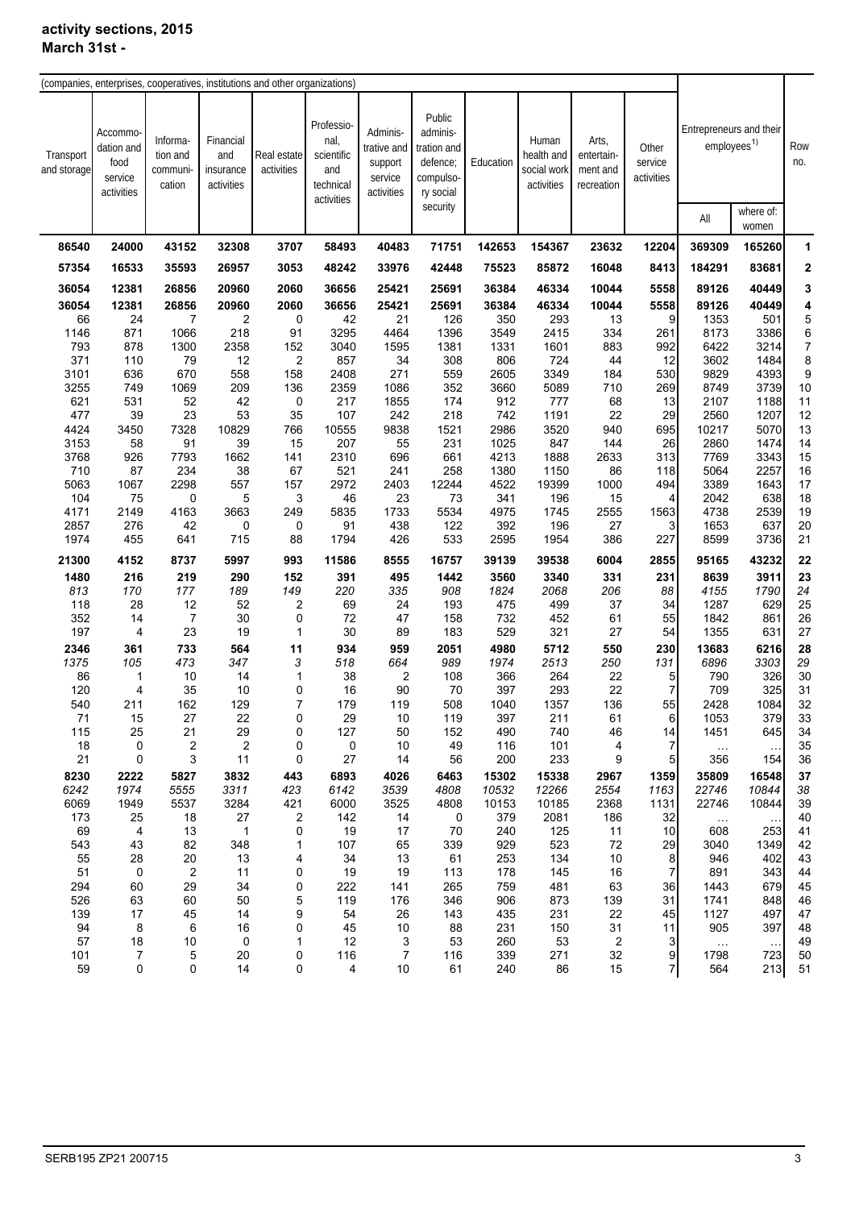**activity sections, 2015**
**March 31st -**

(companies, enterprises, cooperatives, institutions and other organizations)

| Transport and storage | Accommodation and food service activities | Information and communication | Financial and insurance activities | Real estate activities | Professional, scientific and technical activities | Administrative and support service activities | Public administration and defence; compulsory social security | Education | Human health and social work activities | Arts, entertainment and recreation | Other service activities | Entrepreneurs and their employees[1) All] | where of: women | Row no. |
|---|---|---|---|---|---|---|---|---|---|---|---|---|---|---|
| **86540** | **24000** | **43152** | **32308** | **3707** | **58493** | **40483** | **71751** | **142653** | **154367** | **23632** | **12204** | **369309** | **165260** | **1** |
| **57354** | **16533** | **35593** | **26957** | **3053** | **48242** | **33976** | **42448** | **75523** | **85872** | **16048** | **8413** | **184291** | **83681** | **2** |
| **36054** | **12381** | **26856** | **20960** | **2060** | **36656** | **25421** | **25691** | **36384** | **46334** | **10044** | **5558** | **89126** | **40449** | **3** |
| **36054** | **12381** | **26856** | **20960** | **2060** | **36656** | **25421** | **25691** | **36384** | **46334** | **10044** | **5558** | **89126** | **40449** | **4** |
| 66 | 24 | 7 | 2 | 0 | 42 | 21 | 126 | 350 | 293 | 13 | 9 | 1353 | 501 | 5 |
| 1146 | 871 | 1066 | 218 | 91 | 3295 | 4464 | 1396 | 3549 | 2415 | 334 | 261 | 8173 | 3386 | 6 |
| 793 | 878 | 1300 | 2358 | 152 | 3040 | 1595 | 1381 | 1331 | 1601 | 883 | 992 | 6422 | 3214 | 7 |
| 371 | 110 | 79 | 12 | 2 | 857 | 34 | 308 | 806 | 724 | 44 | 12 | 3602 | 1484 | 8 |
| 3101 | 636 | 670 | 558 | 158 | 2408 | 271 | 559 | 2605 | 3349 | 184 | 530 | 9829 | 4393 | 9 |
| 3255 | 749 | 1069 | 209 | 136 | 2359 | 1086 | 352 | 3660 | 5089 | 710 | 269 | 8749 | 3739 | 10 |
| 621 | 531 | 52 | 42 | 0 | 217 | 1855 | 174 | 912 | 777 | 68 | 13 | 2107 | 1188 | 11 |
| 477 | 39 | 23 | 53 | 35 | 107 | 242 | 218 | 742 | 1191 | 22 | 29 | 2560 | 1207 | 12 |
| 4424 | 3450 | 7328 | 10829 | 766 | 10555 | 9838 | 1521 | 2986 | 3520 | 940 | 695 | 10217 | 5070 | 13 |
| 3153 | 58 | 91 | 39 | 15 | 207 | 55 | 231 | 1025 | 847 | 144 | 26 | 2860 | 1474 | 14 |
| 3768 | 926 | 7793 | 1662 | 141 | 2310 | 696 | 661 | 4213 | 1888 | 2633 | 313 | 7769 | 3343 | 15 |
| 710 | 87 | 234 | 38 | 67 | 521 | 241 | 258 | 1380 | 1150 | 86 | 118 | 5064 | 2257 | 16 |
| 5063 | 1067 | 2298 | 557 | 157 | 2972 | 2403 | 12244 | 4522 | 19399 | 1000 | 494 | 3389 | 1643 | 17 |
| 104 | 75 | 0 | 5 | 3 | 46 | 23 | 73 | 341 | 196 | 15 | 4 | 2042 | 638 | 18 |
| 4171 | 2149 | 4163 | 3663 | 249 | 5835 | 1733 | 5534 | 4975 | 1745 | 2555 | 1563 | 4738 | 2539 | 19 |
| 2857 | 276 | 42 | 0 | 0 | 91 | 438 | 122 | 392 | 196 | 27 | 3 | 1653 | 637 | 20 |
| 1974 | 455 | 641 | 715 | 88 | 1794 | 426 | 533 | 2595 | 1954 | 386 | 227 | 8599 | 3736 | 21 |
| **21300** | **4152** | **8737** | **5997** | **993** | **11586** | **8555** | **16757** | **39139** | **39538** | **6004** | **2855** | **95165** | **43232** | **22** |
| **1480** | **216** | **219** | **290** | **152** | **391** | **495** | **1442** | **3560** | **3340** | **331** | **231** | **8639** | **3911** | **23** |
| *813* | *170* | *177* | *189* | *149* | *220* | *335* | *908* | *1824* | *2068* | *206* | *88* | *4155* | *1790* | *24* |
| 118 | 28 | 12 | 52 | 2 | 69 | 24 | 193 | 475 | 499 | 37 | 34 | 1287 | 629 | 25 |
| 352 | 14 | 7 | 30 | 0 | 72 | 47 | 158 | 732 | 452 | 61 | 55 | 1842 | 861 | 26 |
| 197 | 4 | 23 | 19 | 1 | 30 | 89 | 183 | 529 | 321 | 27 | 54 | 1355 | 631 | 27 |
| **2346** | **361** | **733** | **564** | **11** | **934** | **959** | **2051** | **4980** | **5712** | **550** | **230** | **13683** | **6216** | **28** |
| *1375* | *105* | *473* | *347* | *3* | *518* | *664* | *989* | *1974* | *2513* | *250* | *131* | *6896* | *3303* | *29* |
| 86 | 1 | 10 | 14 | 1 | 38 | 2 | 108 | 366 | 264 | 22 | 5 | 790 | 326 | 30 |
| 120 | 4 | 35 | 10 | 0 | 16 | 90 | 70 | 397 | 293 | 22 | 7 | 709 | 325 | 31 |
| 540 | 211 | 162 | 129 | 7 | 179 | 119 | 508 | 1040 | 1357 | 136 | 55 | 2428 | 1084 | 32 |
| 71 | 15 | 27 | 22 | 0 | 29 | 10 | 119 | 397 | 211 | 61 | 6 | 1053 | 379 | 33 |
| 115 | 25 | 21 | 29 | 0 | 127 | 50 | 152 | 490 | 740 | 46 | 14 | 1451 | 645 | 34 |
| 18 | 0 | 2 | 2 | 0 | 0 | 10 | 49 | 116 | 101 | 4 | 7 | … | … | 35 |
| 21 | 0 | 3 | 11 | 0 | 27 | 14 | 56 | 200 | 233 | 9 | 5 | 356 | 154 | 36 |
| **8230** | **2222** | **5827** | **3832** | **443** | **6893** | **4026** | **6463** | **15302** | **15338** | **2967** | **1359** | **35809** | **16548** | **37** |
| *6242* | *1974* | *5555* | *3311* | *423* | *6142* | *3539* | *4808* | *10532* | *12266* | *2554* | *1163* | *22746* | *10844* | *38* |
| 6069 | 1949 | 5537 | 3284 | 421 | 6000 | 3525 | 4808 | 10153 | 10185 | 2368 | 1131 | 22746 | 10844 | 39 |
| 173 | 25 | 18 | 27 | 2 | 142 | 14 | 0 | 379 | 2081 | 186 | 32 | … | … | 40 |
| 69 | 4 | 13 | 1 | 0 | 19 | 17 | 70 | 240 | 125 | 11 | 10 | 608 | 253 | 41 |
| 543 | 43 | 82 | 348 | 1 | 107 | 65 | 339 | 929 | 523 | 72 | 29 | 3040 | 1349 | 42 |
| 55 | 28 | 20 | 13 | 4 | 34 | 13 | 61 | 253 | 134 | 10 | 8 | 946 | 402 | 43 |
| 51 | 0 | 2 | 11 | 0 | 19 | 19 | 113 | 178 | 145 | 16 | 7 | 891 | 343 | 44 |
| 294 | 60 | 29 | 34 | 0 | 222 | 141 | 265 | 759 | 481 | 63 | 36 | 1443 | 679 | 45 |
| 526 | 63 | 60 | 50 | 5 | 119 | 176 | 346 | 906 | 873 | 139 | 31 | 1741 | 848 | 46 |
| 139 | 17 | 45 | 14 | 9 | 54 | 26 | 143 | 435 | 231 | 22 | 45 | 1127 | 497 | 47 |
| 94 | 8 | 6 | 16 | 0 | 45 | 10 | 88 | 231 | 150 | 31 | 11 | 905 | 397 | 48 |
| 57 | 18 | 10 | 0 | 1 | 12 | 3 | 53 | 260 | 53 | 2 | 3 | … | … | 49 |
| 101 | 7 | 5 | 20 | 0 | 116 | 7 | 116 | 339 | 271 | 32 | 9 | 1798 | 723 | 50 |
| 59 | 0 | 0 | 14 | 0 | 4 | 10 | 61 | 240 | 86 | 15 | 7 | 564 | 213 | 51 |

SERB195 ZP21 200715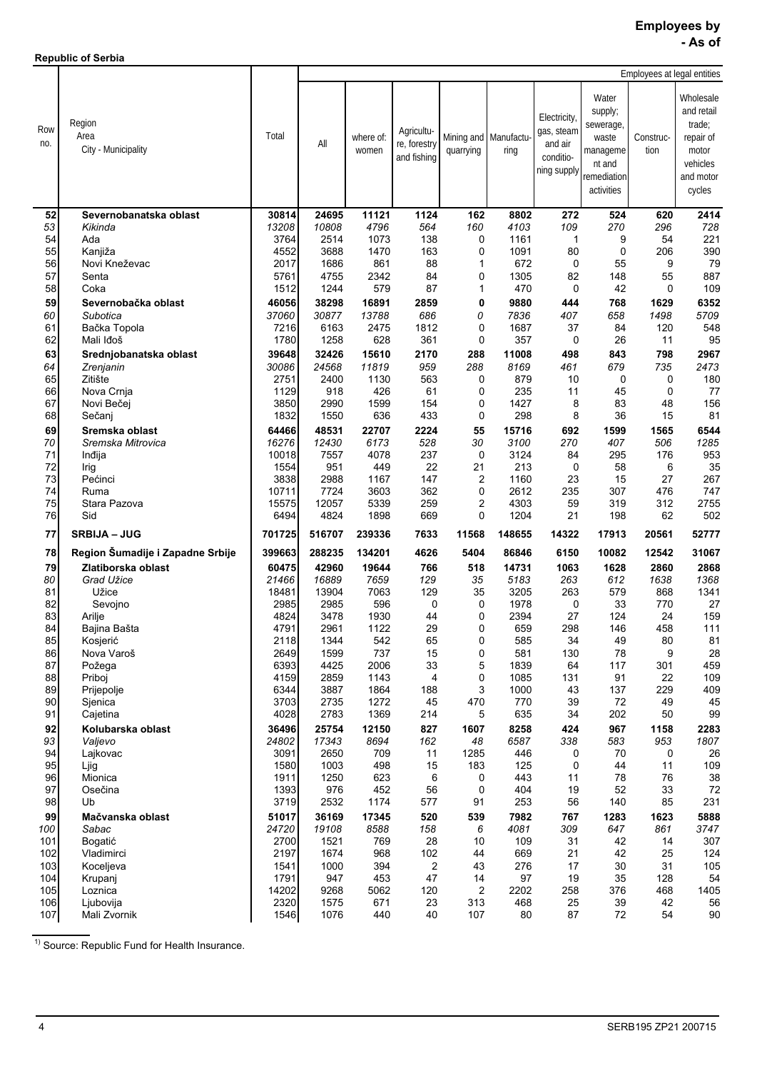**Employees by**
**- As of**

**Republic of Serbia**

| Row no. | Region<br>Area<br>City - Municipality | Total | Employees at legal entities | | | | | | | | |
|---|---|---|---|---|---|---|---|---|---|---|---|
| | | | All | where of: women | Agriculture, forestry and fishing | Mining and quarrying | Manufacturing | Electricity, gas, steam and air conditioning supply | Water supply; sewerage, waste management and remediation activities | Construction | Wholesale and retail trade; repair of motor vehicles and motor cycles |
| **52** | **Severnobanatska oblast** | **30814** | **24695** | **11121** | **1124** | **162** | **8802** | **272** | **524** | **620** | **2414** |
| *53* | *Kikinda* | *13208* | *10808* | *4796* | *564* | *160* | *4103* | *109* | *270* | *296* | *728* |
| 54 | Ada | 3764 | 2514 | 1073 | 138 | 0 | 1161 | 1 | 9 | 54 | 221 |
| 55 | Kanjiža | 4552 | 3688 | 1470 | 163 | 0 | 1091 | 80 | 0 | 206 | 390 |
| 56 | Novi Kneževac | 2017 | 1686 | 861 | 88 | 1 | 672 | 0 | 55 | 9 | 79 |
| 57 | Senta | 5761 | 4755 | 2342 | 84 | 0 | 1305 | 82 | 148 | 55 | 887 |
| 58 | Coka | 1512 | 1244 | 579 | 87 | 1 | 470 | 0 | 42 | 0 | 109 |
| **59** | **Severnobačka oblast** | **46056** | **38298** | **16891** | **2859** | **0** | **9880** | **444** | **768** | **1629** | **6352** |
| *60* | *Subotica* | *37060* | *30877* | *13788* | *686* | *0* | *7836* | *407* | *658* | *1498* | *5709* |
| 61 | Bačka Topola | 7216 | 6163 | 2475 | 1812 | 0 | 1687 | 37 | 84 | 120 | 548 |
| 62 | Mali Iđoš | 1780 | 1258 | 628 | 361 | 0 | 357 | 0 | 26 | 11 | 95 |
| **63** | **Srednjobanatska oblast** | **39648** | **32426** | **15610** | **2170** | **288** | **11008** | **498** | **843** | **798** | **2967** |
| *64* | *Zrenjanin* | *30086* | *24568* | *11819* | *959* | *288* | *8169* | *461* | *679* | *735* | *2473* |
| 65 | Zitište | 2751 | 2400 | 1130 | 563 | 0 | 879 | 10 | 0 | 0 | 180 |
| 66 | Nova Crnja | 1129 | 918 | 426 | 61 | 0 | 235 | 11 | 45 | 0 | 77 |
| 67 | Novi Bečej | 3850 | 2990 | 1599 | 154 | 0 | 1427 | 8 | 83 | 48 | 156 |
| 68 | Sečanj | 1832 | 1550 | 636 | 433 | 0 | 298 | 8 | 36 | 15 | 81 |
| **69** | **Sremska oblast** | **64466** | **48531** | **22707** | **2224** | **55** | **15716** | **692** | **1599** | **1565** | **6544** |
| *70* | *Sremska Mitrovica* | *16276* | *12430* | *6173* | *528* | *30* | *3100* | *270* | *407* | *506* | *1285* |
| 71 | Inđija | 10018 | 7557 | 4078 | 237 | 0 | 3124 | 84 | 295 | 176 | 953 |
| 72 | Irig | 1554 | 951 | 449 | 22 | 21 | 213 | 0 | 58 | 6 | 35 |
| 73 | Pećinci | 3838 | 2988 | 1167 | 147 | 2 | 1160 | 23 | 15 | 27 | 267 |
| 74 | Ruma | 10711 | 7724 | 3603 | 362 | 0 | 2612 | 235 | 307 | 476 | 747 |
| 75 | Stara Pazova | 15575 | 12057 | 5339 | 259 | 2 | 4303 | 59 | 319 | 312 | 2755 |
| 76 | Sid | 6494 | 4824 | 1898 | 669 | 0 | 1204 | 21 | 198 | 62 | 502 |
| **77** | **SRBIJA – JUG** | **701725** | **516707** | **239336** | **7633** | **11568** | **148655** | **14322** | **17913** | **20561** | **52777** |
| **78** | **Region Šumadije i Zapadne Srbije** | **399663** | **288235** | **134201** | **4626** | **5404** | **86846** | **6150** | **10082** | **12542** | **31067** |
| **79** | **Zlatiborska oblast** | **60475** | **42960** | **19644** | **766** | **518** | **14731** | **1063** | **1628** | **2860** | **2868** |
| *80* | *Grad Užice* | *21466* | *16889* | *7659* | *129* | *35* | *5183* | *263* | *612* | *1638* | *1368* |
| 81 | Užice | 18481 | 13904 | 7063 | 129 | 35 | 3205 | 263 | 579 | 868 | 1341 |
| 82 | Sevojno | 2985 | 2985 | 596 | 0 | 0 | 1978 | 0 | 33 | 770 | 27 |
| 83 | Arilje | 4824 | 3478 | 1930 | 44 | 0 | 2394 | 27 | 124 | 24 | 159 |
| 84 | Bajina Bašta | 4791 | 2961 | 1122 | 29 | 0 | 659 | 298 | 146 | 458 | 111 |
| 85 | Kosjerić | 2118 | 1344 | 542 | 65 | 0 | 585 | 34 | 49 | 80 | 81 |
| 86 | Nova Varoš | 2649 | 1599 | 737 | 15 | 0 | 581 | 130 | 78 | 9 | 28 |
| 87 | Požega | 6393 | 4425 | 2006 | 33 | 5 | 1839 | 64 | 117 | 301 | 459 |
| 88 | Priboj | 4159 | 2859 | 1143 | 4 | 0 | 1085 | 131 | 91 | 22 | 109 |
| 89 | Prijepolje | 6344 | 3887 | 1864 | 188 | 3 | 1000 | 43 | 137 | 229 | 409 |
| 90 | Sjenica | 3703 | 2735 | 1272 | 45 | 470 | 770 | 39 | 72 | 49 | 45 |
| 91 | Cajetina | 4028 | 2783 | 1369 | 214 | 5 | 635 | 34 | 202 | 50 | 99 |
| **92** | **Kolubarska oblast** | **36496** | **25754** | **12150** | **827** | **1607** | **8258** | **424** | **967** | **1158** | **2283** |
| *93* | *Valjevo* | *24802* | *17343* | *8694* | *162* | *48* | *6587* | *338* | *583* | *953* | *1807* |
| 94 | Lajkovac | 3091 | 2650 | 709 | 11 | 1285 | 446 | 0 | 70 | 0 | 26 |
| 95 | Ljig | 1580 | 1003 | 498 | 15 | 183 | 125 | 0 | 44 | 11 | 109 |
| 96 | Mionica | 1911 | 1250 | 623 | 6 | 0 | 443 | 11 | 78 | 76 | 38 |
| 97 | Osečina | 1393 | 976 | 452 | 56 | 0 | 404 | 19 | 52 | 33 | 72 |
| 98 | Ub | 3719 | 2532 | 1174 | 577 | 91 | 253 | 56 | 140 | 85 | 231 |
| **99** | **Mačvanska oblast** | **51017** | **36169** | **17345** | **520** | **539** | **7982** | **767** | **1283** | **1623** | **5888** |
| *100* | *Sabac* | *24720* | *19108* | *8588* | *158* | *6* | *4081* | *309* | *647* | *861* | *3747* |
| 101 | Bogatić | 2700 | 1521 | 769 | 28 | 10 | 109 | 31 | 42 | 14 | 307 |
| 102 | Vladimirci | 2197 | 1674 | 968 | 102 | 44 | 669 | 21 | 42 | 25 | 124 |
| 103 | Koceljeva | 1541 | 1000 | 394 | 2 | 43 | 276 | 17 | 30 | 31 | 105 |
| 104 | Krupanj | 1791 | 947 | 453 | 47 | 14 | 97 | 19 | 35 | 128 | 54 |
| 105 | Loznica | 14202 | 9268 | 5062 | 120 | 2 | 2202 | 258 | 376 | 468 | 1405 |
| 106 | Ljubovija | 2320 | 1575 | 671 | 23 | 313 | 468 | 25 | 39 | 42 | 56 |
| 107 | Mali Zvornik | 1546 | 1076 | 440 | 40 | 107 | 80 | 87 | 72 | 54 | 90 |

[1)] Source: Republic Fund for Health Insurance.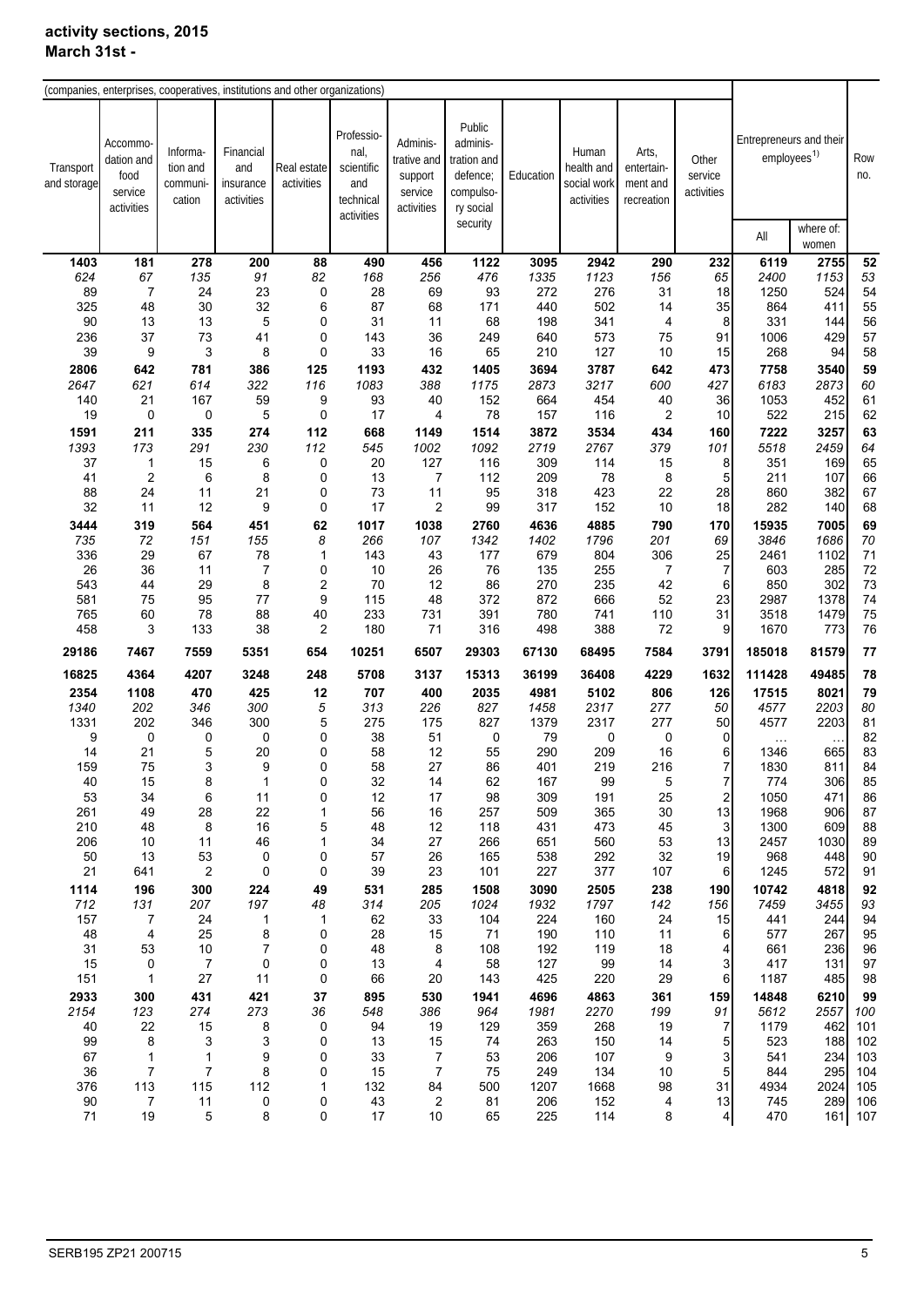**activity sections, 2015**
**March 31st -**

(companies, enterprises, cooperatives, institutions and other organizations)

| Transport and storage | Accommodation and food service activities | Information and communication | Financial and insurance activities | Real estate activities | Professional, scientific and technical activities | Administrative and support service activities | Public administration and defence; compulsory social security | Education | Human health and social work activities | Arts, entertainment and recreation | Other service activities | Entrepreneurs and their employees[1] | | Row no. |
|---|---|---|---|---|---|---|---|---|---|---|---|---|---|---|
| | | | | | | | | | | | | All | where of: women | |
| **1403** | **181** | **278** | **200** | **88** | **490** | **456** | **1122** | **3095** | **2942** | **290** | **232** | **6119** | **2755** | **52** |
| *624* | *67* | *135* | *91* | *82* | *168* | *256* | *476* | *1335* | *1123* | *156* | *65* | *2400* | *1153* | *53* |
| 89 | 7 | 24 | 23 | 0 | 28 | 69 | 93 | 272 | 276 | 31 | 18 | 1250 | 524 | 54 |
| 325 | 48 | 30 | 32 | 6 | 87 | 68 | 171 | 440 | 502 | 14 | 35 | 864 | 411 | 55 |
| 90 | 13 | 13 | 5 | 0 | 31 | 11 | 68 | 198 | 341 | 4 | 8 | 331 | 144 | 56 |
| 236 | 37 | 73 | 41 | 0 | 143 | 36 | 249 | 640 | 573 | 75 | 91 | 1006 | 429 | 57 |
| 39 | 9 | 3 | 8 | 0 | 33 | 16 | 65 | 210 | 127 | 10 | 15 | 268 | 94 | 58 |
| **2806** | **642** | **781** | **386** | **125** | **1193** | **432** | **1405** | **3694** | **3787** | **642** | **473** | **7758** | **3540** | **59** |
| *2647* | *621* | *614* | *322* | *116* | *1083* | *388* | *1175* | *2873* | *3217* | *600* | *427* | *6183* | *2873* | *60* |
| 140 | 21 | 167 | 59 | 9 | 93 | 40 | 152 | 664 | 454 | 40 | 36 | 1053 | 452 | 61 |
| 19 | 0 | 0 | 5 | 0 | 17 | 4 | 78 | 157 | 116 | 2 | 10 | 522 | 215 | 62 |
| **1591** | **211** | **335** | **274** | **112** | **668** | **1149** | **1514** | **3872** | **3534** | **434** | **160** | **7222** | **3257** | **63** |
| *1393* | *173* | *291* | *230* | *112* | *545* | *1002* | *1092* | *2719* | *2767* | *379* | *101* | *5518* | *2459* | *64* |
| 37 | 1 | 15 | 6 | 0 | 20 | 127 | 116 | 309 | 114 | 15 | 8 | 351 | 169 | 65 |
| 41 | 2 | 6 | 8 | 0 | 13 | 7 | 112 | 209 | 78 | 8 | 5 | 211 | 107 | 66 |
| 88 | 24 | 11 | 21 | 0 | 73 | 11 | 95 | 318 | 423 | 22 | 28 | 860 | 382 | 67 |
| 32 | 11 | 12 | 9 | 0 | 17 | 2 | 99 | 317 | 152 | 10 | 18 | 282 | 140 | 68 |
| **3444** | **319** | **564** | **451** | **62** | **1017** | **1038** | **2760** | **4636** | **4885** | **790** | **170** | **15935** | **7005** | **69** |
| *735* | *72* | *151* | *155* | *8* | *266* | *107* | *1342* | *1402* | *1796* | *201* | *69* | *3846* | *1686* | *70* |
| 336 | 29 | 67 | 78 | 1 | 143 | 43 | 177 | 679 | 804 | 306 | 25 | 2461 | 1102 | 71 |
| 26 | 36 | 11 | 7 | 0 | 10 | 26 | 76 | 135 | 255 | 7 | 7 | 603 | 285 | 72 |
| 543 | 44 | 29 | 8 | 2 | 70 | 12 | 86 | 270 | 235 | 42 | 6 | 850 | 302 | 73 |
| 581 | 75 | 95 | 77 | 9 | 115 | 48 | 372 | 872 | 666 | 52 | 23 | 2987 | 1378 | 74 |
| 765 | 60 | 78 | 88 | 40 | 233 | 731 | 391 | 780 | 741 | 110 | 31 | 3518 | 1479 | 75 |
| 458 | 3 | 133 | 38 | 2 | 180 | 71 | 316 | 498 | 388 | 72 | 9 | 1670 | 773 | 76 |
| **29186** | **7467** | **7559** | **5351** | **654** | **10251** | **6507** | **29303** | **67130** | **68495** | **7584** | **3791** | **185018** | **81579** | **77** |
| **16825** | **4364** | **4207** | **3248** | **248** | **5708** | **3137** | **15313** | **36199** | **36408** | **4229** | **1632** | **111428** | **49485** | **78** |
| **2354** | **1108** | **470** | **425** | **12** | **707** | **400** | **2035** | **4981** | **5102** | **806** | **126** | **17515** | **8021** | **79** |
| *1340* | *202* | *346* | *300* | *5* | *313* | *226* | *827* | *1458* | *2317* | *277* | *50* | *4577* | *2203* | *80* |
| 1331 | 202 | 346 | 300 | 5 | 275 | 175 | 827 | 1379 | 2317 | 277 | 50 | 4577 | 2203 | 81 |
| 9 | 0 | 0 | 0 | 0 | 38 | 51 | 0 | 79 | 0 | 0 | 0 | … | … | 82 |
| 14 | 21 | 5 | 20 | 0 | 58 | 12 | 55 | 290 | 209 | 16 | 6 | 1346 | 665 | 83 |
| 159 | 75 | 3 | 9 | 0 | 58 | 27 | 86 | 401 | 219 | 216 | 7 | 1830 | 811 | 84 |
| 40 | 15 | 8 | 1 | 0 | 32 | 14 | 62 | 167 | 99 | 5 | 7 | 774 | 306 | 85 |
| 53 | 34 | 6 | 11 | 0 | 12 | 17 | 98 | 309 | 191 | 25 | 2 | 1050 | 471 | 86 |
| 261 | 49 | 28 | 22 | 1 | 56 | 16 | 257 | 509 | 365 | 30 | 13 | 1968 | 906 | 87 |
| 210 | 48 | 8 | 16 | 5 | 48 | 12 | 118 | 431 | 473 | 45 | 3 | 1300 | 609 | 88 |
| 206 | 10 | 11 | 46 | 1 | 34 | 27 | 266 | 651 | 560 | 53 | 13 | 2457 | 1030 | 89 |
| 50 | 13 | 53 | 0 | 0 | 57 | 26 | 165 | 538 | 292 | 32 | 19 | 968 | 448 | 90 |
| 21 | 641 | 2 | 0 | 0 | 39 | 23 | 101 | 227 | 377 | 107 | 6 | 1245 | 572 | 91 |
| **1114** | **196** | **300** | **224** | **49** | **531** | **285** | **1508** | **3090** | **2505** | **238** | **190** | **10742** | **4818** | **92** |
| *712* | *131* | *207* | *197* | *48* | *314* | *205* | *1024* | *1932* | *1797* | *142* | *156* | *7459* | *3455* | *93* |
| 157 | 7 | 24 | 1 | 1 | 62 | 33 | 104 | 224 | 160 | 24 | 15 | 441 | 244 | 94 |
| 48 | 4 | 25 | 8 | 0 | 28 | 15 | 71 | 190 | 110 | 11 | 6 | 577 | 267 | 95 |
| 31 | 53 | 10 | 7 | 0 | 48 | 8 | 108 | 192 | 119 | 18 | 4 | 661 | 236 | 96 |
| 15 | 0 | 7 | 0 | 0 | 13 | 4 | 58 | 127 | 99 | 14 | 3 | 417 | 131 | 97 |
| 151 | 1 | 27 | 11 | 0 | 66 | 20 | 143 | 425 | 220 | 29 | 6 | 1187 | 485 | 98 |
| **2933** | **300** | **431** | **421** | **37** | **895** | **530** | **1941** | **4696** | **4863** | **361** | **159** | **14848** | **6210** | **99** |
| *2154* | *123* | *274* | *273* | *36* | *548* | *386* | *964* | *1981* | *2270* | *199* | *91* | *5612* | *2557* | *100* |
| 40 | 22 | 15 | 8 | 0 | 94 | 19 | 129 | 359 | 268 | 19 | 7 | 1179 | 462 | 101 |
| 99 | 8 | 3 | 3 | 0 | 13 | 15 | 74 | 263 | 150 | 14 | 5 | 523 | 188 | 102 |
| 67 | 1 | 1 | 9 | 0 | 33 | 7 | 53 | 206 | 107 | 9 | 3 | 541 | 234 | 103 |
| 36 | 7 | 7 | 8 | 0 | 15 | 7 | 75 | 249 | 134 | 10 | 5 | 844 | 295 | 104 |
| 376 | 113 | 115 | 112 | 1 | 132 | 84 | 500 | 1207 | 1668 | 98 | 31 | 4934 | 2024 | 105 |
| 90 | 7 | 11 | 0 | 0 | 43 | 2 | 81 | 206 | 152 | 4 | 13 | 745 | 289 | 106 |
| 71 | 19 | 5 | 8 | 0 | 17 | 10 | 65 | 225 | 114 | 8 | 4 | 470 | 161 | 107 |

SERB195 ZP21 200715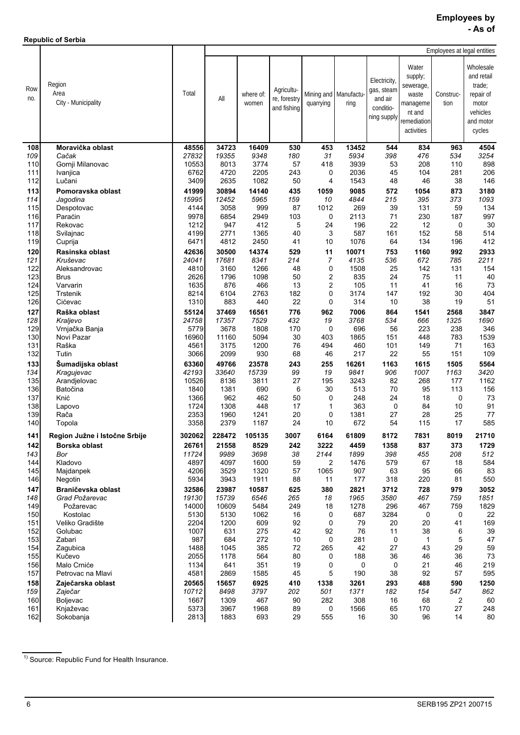**Employees by**
**- As of**

**Republic of Serbia**

| Row no. | Region<br>Area<br>City - Municipality | Total | Employees at legal entities | | | | | | | | |
|---|---|---|---|---|---|---|---|---|---|---|---|
| | | | All | where of: women | Agriculture, forestry and fishing | Mining and quarrying | Manufacturing | Electricity, gas, steam and air conditioning supply | Water supply; sewerage, waste management and remediation activities | Construction | Wholesale and retail trade; repair of motor vehicles and motor cycles |
| 108 | **Moravička oblast** | **48556** | **34723** | **16409** | **530** | **453** | **13452** | **544** | **834** | **963** | **4504** |
| *109* | *Čačak* | *27832* | *19355* | *9348* | *180* | *31* | *5934* | *398* | *476* | *534* | *3254* |
| 110 | Gornji Milanovac | 10553 | 8013 | 3774 | 57 | 418 | 3939 | 53 | 208 | 110 | 898 |
| 111 | Ivanjica | 6762 | 4720 | 2205 | 243 | 0 | 2036 | 45 | 104 | 281 | 206 |
| 112 | Lučani | 3409 | 2635 | 1082 | 50 | 4 | 1543 | 48 | 46 | 38 | 146 |
| 113 | **Pomoravska oblast** | **41999** | **30894** | **14140** | **435** | **1059** | **9085** | **572** | **1054** | **873** | **3180** |
| *114* | *Jagodina* | *15995* | *12452* | *5965* | *159* | *10* | *4844* | *215* | *395* | *373* | *1093* |
| 115 | Despotovac | 4144 | 3058 | 999 | 87 | 1012 | 269 | 39 | 131 | 59 | 134 |
| 116 | Paraćin | 9978 | 6854 | 2949 | 103 | 0 | 2113 | 71 | 230 | 187 | 997 |
| 117 | Rekovac | 1212 | 947 | 412 | 5 | 24 | 196 | 22 | 12 | 0 | 30 |
| 118 | Svilajnac | 4199 | 2771 | 1365 | 40 | 3 | 587 | 161 | 152 | 58 | 514 |
| 119 | Cuprija | 6471 | 4812 | 2450 | 41 | 10 | 1076 | 64 | 134 | 196 | 412 |
| 120 | **Rasinska oblast** | **42636** | **30500** | **14374** | **529** | **11** | **10071** | **753** | **1160** | **992** | **2933** |
| *121* | *Kruševac* | *24041* | *17681* | *8341* | *214* | *7* | *4135* | *536* | *672* | *785* | *2211* |
| 122 | Aleksandrovac | 4810 | 3160 | 1266 | 48 | 0 | 1508 | 25 | 142 | 131 | 154 |
| 123 | Brus | 2626 | 1796 | 1098 | 50 | 2 | 835 | 24 | 75 | 11 | 40 |
| 124 | Varvarin | 1635 | 876 | 466 | 13 | 2 | 105 | 11 | 41 | 16 | 73 |
| 125 | Trstenik | 8214 | 6104 | 2763 | 182 | 0 | 3174 | 147 | 192 | 30 | 404 |
| 126 | Ćićevac | 1310 | 883 | 440 | 22 | 0 | 314 | 10 | 38 | 19 | 51 |
| 127 | **Raška oblast** | **55124** | **37469** | **16561** | **776** | **962** | **7006** | **864** | **1541** | **2568** | **3847** |
| *128* | *Kraljevo* | *24758* | *17357* | *7529* | *432* | *19* | *3768* | *534* | *666* | *1325* | *1690* |
| 129 | Vrnjačka Banja | 5779 | 3678 | 1808 | 170 | 0 | 696 | 56 | 223 | 238 | 346 |
| 130 | Novi Pazar | 16960 | 11160 | 5094 | 30 | 403 | 1865 | 151 | 448 | 783 | 1539 |
| 131 | Raška | 4561 | 3175 | 1200 | 76 | 494 | 460 | 101 | 149 | 71 | 163 |
| 132 | Tutin | 3066 | 2099 | 930 | 68 | 46 | 217 | 22 | 55 | 151 | 109 |
| 133 | **Šumadijska oblast** | **63360** | **49766** | **23578** | **243** | **255** | **16261** | **1163** | **1615** | **1505** | **5564** |
| *134* | *Kragujevac* | *42193* | *33640* | *15739* | *99* | *19* | *9841* | *906* | *1007* | *1163* | *3420* |
| 135 | Arandjelovac | 10526 | 8136 | 3811 | 27 | 195 | 3243 | 82 | 268 | 177 | 1162 |
| 136 | Batočina | 1840 | 1381 | 690 | 6 | 30 | 513 | 70 | 95 | 113 | 156 |
| 137 | Knić | 1366 | 962 | 462 | 50 | 0 | 248 | 24 | 18 | 0 | 73 |
| 138 | Lapovo | 1724 | 1308 | 448 | 17 | 1 | 363 | 0 | 84 | 10 | 91 |
| 139 | Rača | 2353 | 1960 | 1241 | 20 | 0 | 1381 | 27 | 28 | 25 | 77 |
| 140 | Topola | 3358 | 2379 | 1187 | 24 | 10 | 672 | 54 | 115 | 17 | 585 |
| 141 | **Region Južne i Istočne Srbije** | **302062** | **228472** | **105135** | **3007** | **6164** | **61809** | **8172** | **7831** | **8019** | **21710** |
| 142 | **Borska oblast** | **26761** | **21558** | **8529** | **242** | **3222** | **4459** | **1358** | **837** | **373** | **1729** |
| *143* | *Bor* | *11724* | *9989* | *3698* | *38* | *2144* | *1899* | *398* | *455* | *208* | *512* |
| 144 | Kladovo | 4897 | 4097 | 1600 | 59 | 2 | 1476 | 579 | 67 | 18 | 584 |
| 145 | Majdanpek | 4206 | 3529 | 1320 | 57 | 1065 | 907 | 63 | 95 | 66 | 83 |
| 146 | Negotin | 5934 | 3943 | 1911 | 88 | 11 | 177 | 318 | 220 | 81 | 550 |
| 147 | **Braničevska oblast** | **32586** | **23987** | **10587** | **625** | **380** | **2821** | **3712** | **728** | **979** | **3052** |
| *148* | *Grad Požarevac* | *19130* | *15739* | *6546* | *265* | *18* | *1965* | *3580* | *467* | *759* | *1851* |
| 149 | Požarevac | 14000 | 10609 | 5484 | 249 | 18 | 1278 | 296 | 467 | 759 | 1829 |
| 150 | Kostolac | 5130 | 5130 | 1062 | 16 | 0 | 687 | 3284 | 0 | 0 | 22 |
| 151 | Veliko Gradište | 2204 | 1200 | 609 | 92 | 0 | 79 | 20 | 20 | 41 | 169 |
| 152 | Golubac | 1007 | 631 | 275 | 42 | 92 | 76 | 11 | 38 | 6 | 39 |
| 153 | Zabari | 987 | 684 | 272 | 10 | 0 | 281 | 0 | 1 | 5 | 47 |
| 154 | Zagubica | 1488 | 1045 | 385 | 72 | 265 | 42 | 27 | 43 | 29 | 59 |
| 155 | Kučevo | 2055 | 1178 | 564 | 80 | 0 | 188 | 36 | 46 | 36 | 73 |
| 156 | Malo Crniće | 1134 | 641 | 351 | 19 | 0 | 0 | 0 | 21 | 46 | 219 |
| 157 | Petrovac na Mlavi | 4581 | 2869 | 1585 | 45 | 5 | 190 | 38 | 92 | 57 | 595 |
| 158 | **Zaječarska oblast** | **20565** | **15657** | **6925** | **410** | **1338** | **3261** | **293** | **488** | **590** | **1250** |
| *159* | *Zaječar* | *10712* | *8498* | *3797* | *202* | *501* | *1371* | *182* | *154* | *547* | *862* |
| 160 | Boljevac | 1667 | 1309 | 467 | 90 | 282 | 308 | 16 | 68 | 2 | 60 |
| 161 | Knjaževac | 5373 | 3967 | 1968 | 89 | 0 | 1566 | 65 | 170 | 27 | 248 |
| 162 | Sokobanja | 2813 | 1883 | 693 | 29 | 555 | 16 | 30 | 96 | 14 | 80 |

[1)] Source: Republic Fund for Health Insurance.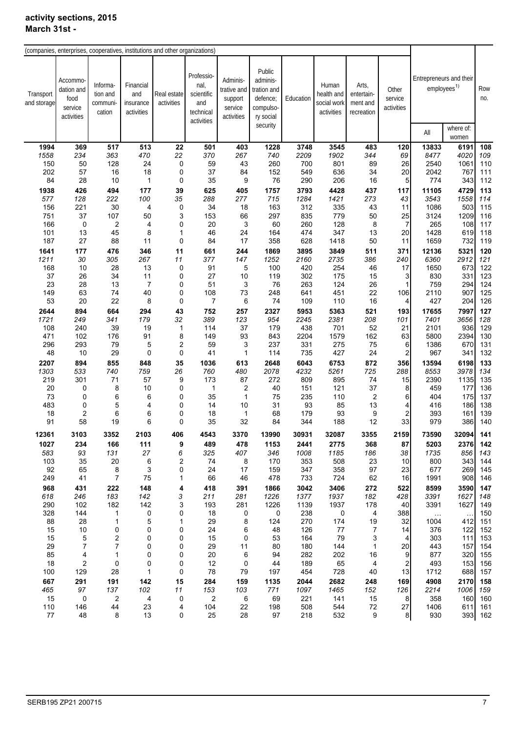**activity sections, 2015**
**March 31st -**

| (companies, enterprises, cooperatives, institutions and other organizations) | | | | | | | | | | | | Entrepreneurs and their employees[1)] | | Row no. |
|---|---|---|---|---|---|---|---|---|---|---|---|---|---|---|
| Transport and storage | Accommodation and food service activities | Information and communication | Financial and insurance activities | Real estate activities | Professional, scientific and technical activities | Administrative and support service activities | Public administration and defence; compulsory social security | Education | Human health and social work activities | Arts, entertainment and recreation | Other service activities | All | where of: women | |
| **1994** | **369** | **517** | **513** | **22** | **501** | **403** | **1228** | **3748** | **3545** | **483** | **120** | **13833** | **6191** | **108** |
| *1558* | *234* | *363* | *470* | *22* | *370* | *267* | *740* | *2209* | *1902* | *344* | *69* | *8477* | *4020* | *109* |
| 150 | 50 | 128 | 24 | 0 | 59 | 43 | 260 | 700 | 801 | 89 | 26 | 2540 | 1061 | 110 |
| 202 | 57 | 16 | 18 | 0 | 37 | 84 | 152 | 549 | 636 | 34 | 20 | 2042 | 767 | 111 |
| 84 | 28 | 10 | 1 | 0 | 35 | 9 | 76 | 290 | 206 | 16 | 5 | 774 | 343 | 112 |
| **1938** | **426** | **494** | **177** | **39** | **625** | **405** | **1757** | **3793** | **4428** | **437** | **117** | **11105** | **4729** | **113** |
| *577* | *128* | *222* | *100* | *35* | *288* | *277* | *715* | *1284* | *1421* | *273* | *43* | *3543* | *1558* | *114* |
| 156 | 221 | 30 | 4 | 0 | 34 | 18 | 163 | 312 | 335 | 43 | 11 | 1086 | 503 | 115 |
| 751 | 37 | 107 | 50 | 3 | 153 | 66 | 297 | 835 | 779 | 50 | 25 | 3124 | 1209 | 116 |
| 166 | 0 | 2 | 4 | 0 | 20 | 3 | 60 | 260 | 128 | 8 | 7 | 265 | 108 | 117 |
| 101 | 13 | 45 | 8 | 1 | 46 | 24 | 164 | 474 | 347 | 13 | 20 | 1428 | 619 | 118 |
| 187 | 27 | 88 | 11 | 0 | 84 | 17 | 358 | 628 | 1418 | 50 | 11 | 1659 | 732 | 119 |
| **1641** | **177** | **476** | **346** | **11** | **661** | **244** | **1869** | **3895** | **3849** | **511** | **371** | **12136** | **5321** | **120** |
| *1211* | *30* | *305* | *267* | *11* | *377* | *147* | *1252* | *2160* | *2735* | *386* | *240* | *6360* | *2912* | *121* |
| 168 | 10 | 28 | 13 | 0 | 91 | 5 | 100 | 420 | 254 | 46 | 17 | 1650 | 673 | 122 |
| 37 | 26 | 34 | 11 | 0 | 27 | 10 | 119 | 302 | 175 | 15 | 3 | 830 | 331 | 123 |
| 23 | 28 | 13 | 7 | 0 | 51 | 3 | 76 | 263 | 124 | 26 | 1 | 759 | 294 | 124 |
| 149 | 63 | 74 | 40 | 0 | 108 | 73 | 248 | 641 | 451 | 22 | 106 | 2110 | 907 | 125 |
| 53 | 20 | 22 | 8 | 0 | 7 | 6 | 74 | 109 | 110 | 16 | 4 | 427 | 204 | 126 |
| **2644** | **894** | **664** | **294** | **43** | **752** | **257** | **2327** | **5953** | **5363** | **521** | **193** | **17655** | **7997** | **127** |
| *1721* | *249* | *341* | *179* | *32* | *389* | *123* | *954* | *2245* | *2381* | *208* | *101* | *7401* | *3656* | *128* |
| 108 | 240 | 39 | 19 | 1 | 114 | 37 | 179 | 438 | 701 | 52 | 21 | 2101 | 936 | 129 |
| 471 | 102 | 176 | 91 | 8 | 149 | 93 | 843 | 2204 | 1579 | 162 | 63 | 5800 | 2394 | 130 |
| 296 | 293 | 79 | 5 | 2 | 59 | 3 | 237 | 331 | 275 | 75 | 6 | 1386 | 670 | 131 |
| 48 | 10 | 29 | 0 | 0 | 41 | 1 | 114 | 735 | 427 | 24 | 2 | 967 | 341 | 132 |
| **2207** | **894** | **855** | **848** | **35** | **1036** | **613** | **2648** | **6043** | **6753** | **872** | **356** | **13594** | **6198** | **133** |
| *1303* | *533* | *740* | *759* | *26* | *760* | *480* | *2078* | *4232* | *5261* | *725* | *288* | *8553* | *3978* | *134* |
| 219 | 301 | 71 | 57 | 9 | 173 | 87 | 272 | 809 | 895 | 74 | 15 | 2390 | 1135 | 135 |
| 20 | 0 | 8 | 10 | 0 | 1 | 2 | 40 | 151 | 121 | 37 | 8 | 459 | 177 | 136 |
| 73 | 0 | 6 | 6 | 0 | 35 | 1 | 75 | 235 | 110 | 2 | 6 | 404 | 175 | 137 |
| 483 | 0 | 5 | 4 | 0 | 14 | 10 | 31 | 93 | 85 | 13 | 4 | 416 | 186 | 138 |
| 18 | 2 | 6 | 6 | 0 | 18 | 1 | 68 | 179 | 93 | 9 | 2 | 393 | 161 | 139 |
| 91 | 58 | 19 | 6 | 0 | 35 | 32 | 84 | 344 | 188 | 12 | 33 | 979 | 386 | 140 |
| **12361** | **3103** | **3352** | **2103** | **406** | **4543** | **3370** | **13990** | **30931** | **32087** | **3355** | **2159** | **73590** | **32094** | **141** |
| **1027** | **234** | **166** | **111** | **9** | **489** | **478** | **1153** | **2441** | **2775** | **368** | **87** | **5203** | **2376** | **142** |
| *583* | *93* | *131* | *27* | *6* | *325* | *407* | *346* | *1008* | *1185* | *186* | *38* | *1735* | *856* | *143* |
| 103 | 35 | 20 | 6 | 2 | 74 | 8 | 170 | 353 | 508 | 23 | 10 | 800 | 343 | 144 |
| 92 | 65 | 8 | 3 | 0 | 24 | 17 | 159 | 347 | 358 | 97 | 23 | 677 | 269 | 145 |
| 249 | 41 | 7 | 75 | 1 | 66 | 46 | 478 | 733 | 724 | 62 | 16 | 1991 | 908 | 146 |
| **968** | **431** | **222** | **148** | **4** | **418** | **391** | **1866** | **3042** | **3406** | **272** | **522** | **8599** | **3590** | **147** |
| *618* | *246* | *183* | *142* | *3* | *211* | *281* | *1226* | *1377* | *1937* | *182* | *428* | *3391* | *1627* | *148* |
| 290 | 102 | 182 | 142 | 3 | 193 | 281 | 1226 | 1139 | 1937 | 178 | 40 | 3391 | 1627 | 149 |
| 328 | 144 | 1 | 0 | 0 | 18 | 0 | 0 | 238 | 0 | 4 | 388 | … | … | 150 |
| 88 | 28 | 1 | 5 | 1 | 29 | 8 | 124 | 270 | 174 | 19 | 32 | 1004 | 412 | 151 |
| 15 | 10 | 0 | 0 | 0 | 24 | 6 | 48 | 126 | 77 | 7 | 14 | 376 | 122 | 152 |
| 15 | 5 | 2 | 0 | 0 | 15 | 0 | 53 | 164 | 79 | 3 | 4 | 303 | 111 | 153 |
| 29 | 7 | 7 | 0 | 0 | 29 | 11 | 80 | 180 | 144 | 1 | 20 | 443 | 157 | 154 |
| 85 | 4 | 1 | 0 | 0 | 20 | 6 | 94 | 282 | 202 | 16 | 9 | 877 | 320 | 155 |
| 18 | 2 | 0 | 0 | 0 | 12 | 0 | 44 | 189 | 65 | 4 | 2 | 493 | 153 | 156 |
| 100 | 129 | 28 | 1 | 0 | 78 | 79 | 197 | 454 | 728 | 40 | 13 | 1712 | 688 | 157 |
| **667** | **291** | **191** | **142** | **15** | **284** | **159** | **1135** | **2044** | **2682** | **248** | **169** | **4908** | **2170** | **158** |
| *465* | *97* | *137* | *102* | *11* | *153* | *103* | *771* | *1097* | *1465* | *152* | *126* | *2214* | *1006* | *159* |
| 15 | 0 | 2 | 4 | 0 | 2 | 6 | 69 | 221 | 141 | 15 | 8 | 358 | 160 | 160 |
| 110 | 146 | 44 | 23 | 4 | 104 | 22 | 198 | 508 | 544 | 72 | 27 | 1406 | 611 | 161 |
| 77 | 48 | 8 | 13 | 0 | 25 | 28 | 97 | 218 | 532 | 9 | 8 | 930 | 393 | 162 |

SERB195 ZP21 200715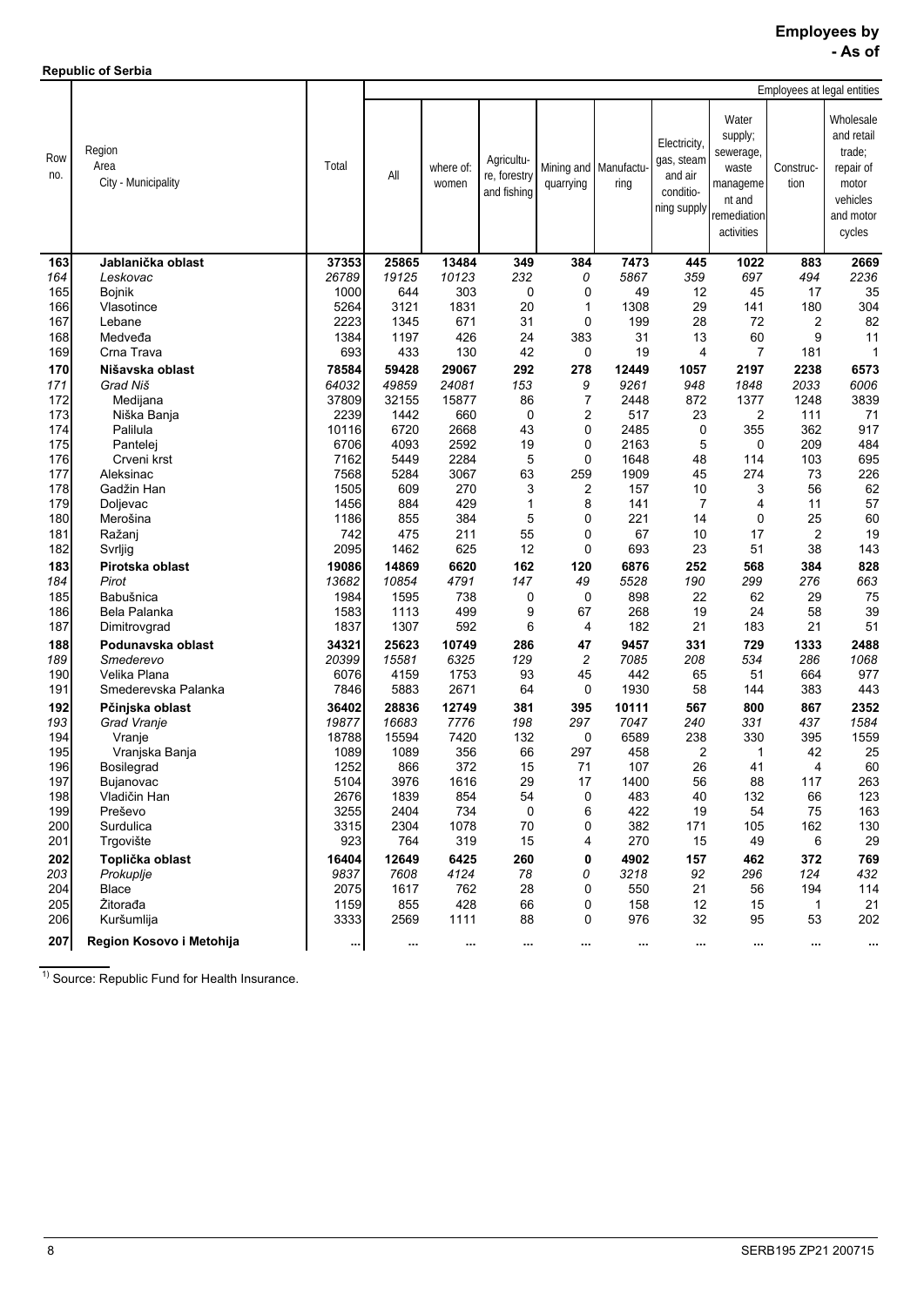**Employees by**
**- As of**

**Republic of Serbia**

| Row no. | Region<br>Area<br>City - Municipality | Total | Employees at legal entities | | | | | | | | |
|---|---|---|---|---|---|---|---|---|---|---|---|
| | | | All | where of: women | Agricultu-re, forestry and fishing | Mining and quarrying | Manufactu-ring | Electricity, gas, steam and air conditio-ning supply | Water supply; sewerage, waste manageme nt and remediation activities | Construc-tion | Wholesale and retail trade; repair of motor vehicles and motor cycles |
| **163** | **Jablanička oblast** | **37353** | **25865** | **13484** | **349** | **384** | **7473** | **445** | **1022** | **883** | **2669** |
| *164* | *Leskovac* | *26789* | *19125* | *10123* | *232* | *0* | *5867* | *359* | *697* | *494* | *2236* |
| 165 | Bojnik | 1000 | 644 | 303 | 0 | 0 | 49 | 12 | 45 | 17 | 35 |
| 166 | Vlasotince | 5264 | 3121 | 1831 | 20 | 1 | 1308 | 29 | 141 | 180 | 304 |
| 167 | Lebane | 2223 | 1345 | 671 | 31 | 0 | 199 | 28 | 72 | 2 | 82 |
| 168 | Medveđa | 1384 | 1197 | 426 | 24 | 383 | 31 | 13 | 60 | 9 | 11 |
| 169 | Crna Trava | 693 | 433 | 130 | 42 | 0 | 19 | 4 | 7 | 181 | 1 |
| **170** | **Nišavska oblast** | **78584** | **59428** | **29067** | **292** | **278** | **12449** | **1057** | **2197** | **2238** | **6573** |
| *171* | *Grad Niš* | *64032* | *49859* | *24081* | *153* | *9* | *9261* | *948* | *1848* | *2033* | *6006* |
| 172 | Medijana | 37809 | 32155 | 15877 | 86 | 7 | 2448 | 872 | 1377 | 1248 | 3839 |
| 173 | Niška Banja | 2239 | 1442 | 660 | 0 | 2 | 517 | 23 | 2 | 111 | 71 |
| 174 | Palilula | 10116 | 6720 | 2668 | 43 | 0 | 2485 | 0 | 355 | 362 | 917 |
| 175 | Pantelej | 6706 | 4093 | 2592 | 19 | 0 | 2163 | 5 | 0 | 209 | 484 |
| 176 | Crveni krst | 7162 | 5449 | 2284 | 5 | 0 | 1648 | 48 | 114 | 103 | 695 |
| 177 | Aleksinac | 7568 | 5284 | 3067 | 63 | 259 | 1909 | 45 | 274 | 73 | 226 |
| 178 | Gadžin Han | 1505 | 609 | 270 | 3 | 2 | 157 | 10 | 3 | 56 | 62 |
| 179 | Doljevac | 1456 | 884 | 429 | 1 | 8 | 141 | 7 | 4 | 11 | 57 |
| 180 | Merošina | 1186 | 855 | 384 | 5 | 0 | 221 | 14 | 0 | 25 | 60 |
| 181 | Ražanj | 742 | 475 | 211 | 55 | 0 | 67 | 10 | 17 | 2 | 19 |
| 182 | Svrljig | 2095 | 1462 | 625 | 12 | 0 | 693 | 23 | 51 | 38 | 143 |
| **183** | **Pirotska oblast** | **19086** | **14869** | **6620** | **162** | **120** | **6876** | **252** | **568** | **384** | **828** |
| *184* | *Pirot* | *13682* | *10854* | *4791* | *147* | *49* | *5528* | *190* | *299* | *276* | *663* |
| 185 | Babušnica | 1984 | 1595 | 738 | 0 | 0 | 898 | 22 | 62 | 29 | 75 |
| 186 | Bela Palanka | 1583 | 1113 | 499 | 9 | 67 | 268 | 19 | 24 | 58 | 39 |
| 187 | Dimitrovgrad | 1837 | 1307 | 592 | 6 | 4 | 182 | 21 | 183 | 21 | 51 |
| **188** | **Podunavska oblast** | **34321** | **25623** | **10749** | **286** | **47** | **9457** | **331** | **729** | **1333** | **2488** |
| *189* | *Smederevo* | *20399* | *15581* | *6325* | *129* | *2* | *7085* | *208* | *534* | *286* | *1068* |
| 190 | Velika Plana | 6076 | 4159 | 1753 | 93 | 45 | 442 | 65 | 51 | 664 | 977 |
| 191 | Smederevska Palanka | 7846 | 5883 | 2671 | 64 | 0 | 1930 | 58 | 144 | 383 | 443 |
| **192** | **Pčinjska oblast** | **36402** | **28836** | **12749** | **381** | **395** | **10111** | **567** | **800** | **867** | **2352** |
| *193* | *Grad Vranje* | *19877* | *16683* | *7776* | *198* | *297* | *7047* | *240* | *331* | *437* | *1584* |
| 194 | Vranje | 18788 | 15594 | 7420 | 132 | 0 | 6589 | 238 | 330 | 395 | 1559 |
| 195 | Vranjska Banja | 1089 | 1089 | 356 | 66 | 297 | 458 | 2 | 1 | 42 | 25 |
| 196 | Bosilegrad | 1252 | 866 | 372 | 15 | 71 | 107 | 26 | 41 | 4 | 60 |
| 197 | Bujanovac | 5104 | 3976 | 1616 | 29 | 17 | 1400 | 56 | 88 | 117 | 263 |
| 198 | Vladičin Han | 2676 | 1839 | 854 | 54 | 0 | 483 | 40 | 132 | 66 | 123 |
| 199 | Preševo | 3255 | 2404 | 734 | 0 | 6 | 422 | 19 | 54 | 75 | 163 |
| 200 | Surdulica | 3315 | 2304 | 1078 | 70 | 0 | 382 | 171 | 105 | 162 | 130 |
| 201 | Trgovište | 923 | 764 | 319 | 15 | 4 | 270 | 15 | 49 | 6 | 29 |
| **202** | **Toplička oblast** | **16404** | **12649** | **6425** | **260** | **0** | **4902** | **157** | **462** | **372** | **769** |
| *203* | *Prokuplje* | *9837* | *7608* | *4124* | *78* | *0* | *3218* | *92* | *296* | *124* | *432* |
| 204 | Blace | 2075 | 1617 | 762 | 28 | 0 | 550 | 21 | 56 | 194 | 114 |
| 205 | Žitorađa | 1159 | 855 | 428 | 66 | 0 | 158 | 12 | 15 | 1 | 21 |
| 206 | Kuršumlija | 3333 | 2569 | 1111 | 88 | 0 | 976 | 32 | 95 | 53 | 202 |
| **207** | **Region Kosovo i Metohija** | **...** | **...** | **...** | **...** | **...** | **...** | **...** | **...** | **...** | **...** |

[1] Source: Republic Fund for Health Insurance.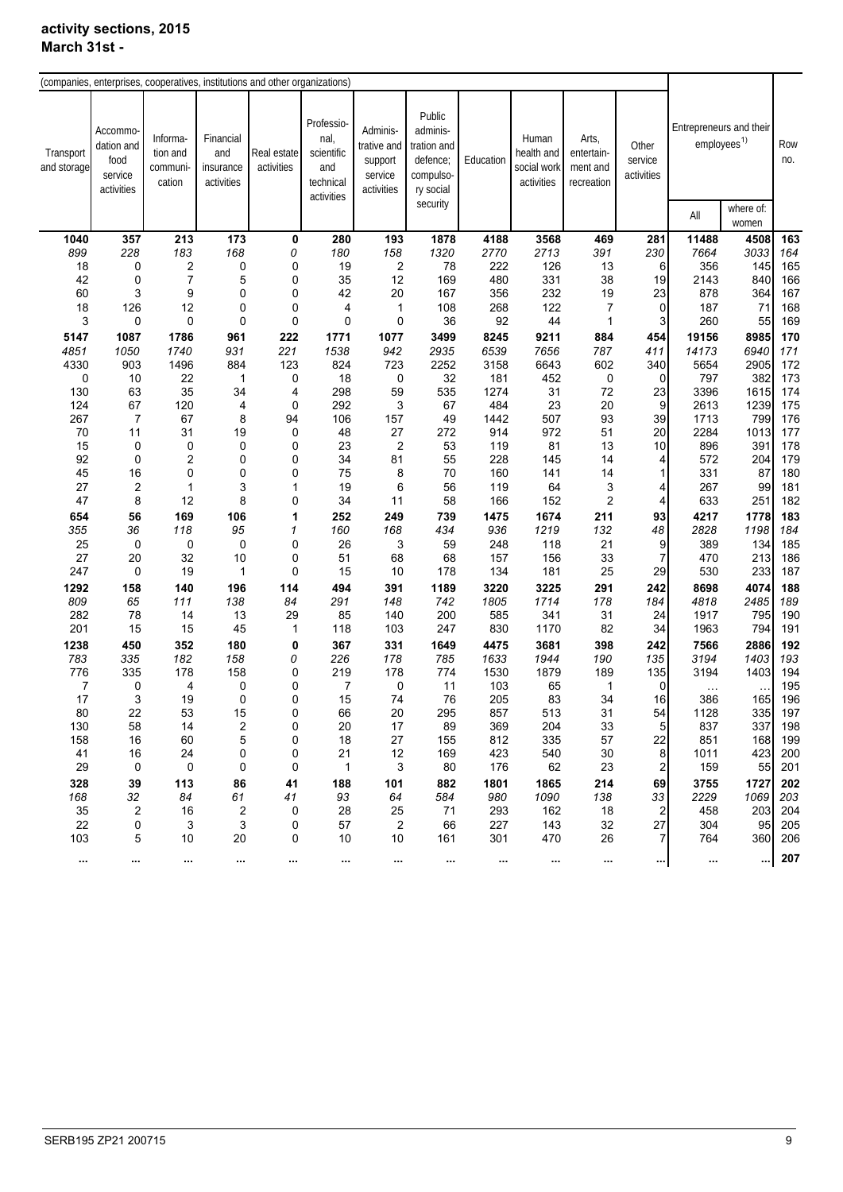**activity sections, 2015**
**March 31st -**

| (companies, enterprises, cooperatives, institutions and other organizations) | | | | | | | | | | | | | | |
|---|---|---|---|---|---|---|---|---|---|---|---|---|---|---|
| Transport and storage | Accommodation and food service activities | Information and communication | Financial and insurance activities | Real estate activities | Professional, scientific and technical activities | Administrative and support service activities | Public administration and defence; compulsory social security | Education | Human health and social work activities | Arts, entertainment and recreation | Other service activities | Entrepreneurs and their employees[1] | | Row no. |
| | | | | | | | | | | | | All | where of: women | |
| **1040** | **357** | **213** | **173** | **0** | **280** | **193** | **1878** | **4188** | **3568** | **469** | **281** | **11488** | **4508** | **163** |
| *899* | *228* | *183* | *168* | *0* | *180* | *158* | *1320* | *2770* | *2713* | *391* | *230* | *7664* | *3033* | *164* |
| 18 | 0 | 2 | 0 | 0 | 19 | 2 | 78 | 222 | 126 | 13 | 6 | 356 | 145 | 165 |
| 42 | 0 | 7 | 5 | 0 | 35 | 12 | 169 | 480 | 331 | 38 | 19 | 2143 | 840 | 166 |
| 60 | 3 | 9 | 0 | 0 | 42 | 20 | 167 | 356 | 232 | 19 | 23 | 878 | 364 | 167 |
| 18 | 126 | 12 | 0 | 0 | 4 | 1 | 108 | 268 | 122 | 7 | 0 | 187 | 71 | 168 |
| 3 | 0 | 0 | 0 | 0 | 0 | 0 | 36 | 92 | 44 | 1 | 3 | 260 | 55 | 169 |
| **5147** | **1087** | **1786** | **961** | **222** | **1771** | **1077** | **3499** | **8245** | **9211** | **884** | **454** | **19156** | **8985** | **170** |
| *4851* | *1050* | *1740* | *931* | *221* | *1538* | *942* | *2935* | *6539* | *7656* | *787* | *411* | *14173* | *6940* | *171* |
| 4330 | 903 | 1496 | 884 | 123 | 824 | 723 | 2252 | 3158 | 6643 | 602 | 340 | 5654 | 2905 | 172 |
| 0 | 10 | 22 | 1 | 0 | 18 | 0 | 32 | 181 | 452 | 0 | 0 | 797 | 382 | 173 |
| 130 | 63 | 35 | 34 | 4 | 298 | 59 | 535 | 1274 | 31 | 72 | 23 | 3396 | 1615 | 174 |
| 124 | 67 | 120 | 4 | 0 | 292 | 3 | 67 | 484 | 23 | 20 | 9 | 2613 | 1239 | 175 |
| 267 | 7 | 67 | 8 | 94 | 106 | 157 | 49 | 1442 | 507 | 93 | 39 | 1713 | 799 | 176 |
| 70 | 11 | 31 | 19 | 0 | 48 | 27 | 272 | 914 | 972 | 51 | 20 | 2284 | 1013 | 177 |
| 15 | 0 | 0 | 0 | 0 | 23 | 2 | 53 | 119 | 81 | 13 | 10 | 896 | 391 | 178 |
| 92 | 0 | 2 | 0 | 0 | 34 | 81 | 55 | 228 | 145 | 14 | 4 | 572 | 204 | 179 |
| 45 | 16 | 0 | 0 | 0 | 75 | 8 | 70 | 160 | 141 | 14 | 1 | 331 | 87 | 180 |
| 27 | 2 | 1 | 3 | 1 | 19 | 6 | 56 | 119 | 64 | 3 | 4 | 267 | 99 | 181 |
| 47 | 8 | 12 | 8 | 0 | 34 | 11 | 58 | 166 | 152 | 2 | 4 | 633 | 251 | 182 |
| **654** | **56** | **169** | **106** | **1** | **252** | **249** | **739** | **1475** | **1674** | **211** | **93** | **4217** | **1778** | **183** |
| *355* | *36* | *118* | *95* | *1* | *160* | *168* | *434* | *936* | *1219* | *132* | *48* | *2828* | *1198* | *184* |
| 25 | 0 | 0 | 0 | 0 | 26 | 3 | 59 | 248 | 118 | 21 | 9 | 389 | 134 | 185 |
| 27 | 20 | 32 | 10 | 0 | 51 | 68 | 68 | 157 | 156 | 33 | 7 | 470 | 213 | 186 |
| 247 | 0 | 19 | 1 | 0 | 15 | 10 | 178 | 134 | 181 | 25 | 29 | 530 | 233 | 187 |
| **1292** | **158** | **140** | **196** | **114** | **494** | **391** | **1189** | **3220** | **3225** | **291** | **242** | **8698** | **4074** | **188** |
| *809* | *65* | *111* | *138* | *84* | *291* | *148* | *742* | *1805* | *1714* | *178* | *184* | *4818* | *2485* | *189* |
| 282 | 78 | 14 | 13 | 29 | 85 | 140 | 200 | 585 | 341 | 31 | 24 | 1917 | 795 | 190 |
| 201 | 15 | 15 | 45 | 1 | 118 | 103 | 247 | 830 | 1170 | 82 | 34 | 1963 | 794 | 191 |
| **1238** | **450** | **352** | **180** | **0** | **367** | **331** | **1649** | **4475** | **3681** | **398** | **242** | **7566** | **2886** | **192** |
| *783* | *335* | *182* | *158* | *0* | *226* | *178* | *785* | *1633* | *1944* | *190* | *135* | *3194* | *1403* | *193* |
| 776 | 335 | 178 | 158 | 0 | 219 | 178 | 774 | 1530 | 1879 | 189 | 135 | 3194 | 1403 | 194 |
| 7 | 0 | 4 | 0 | 0 | 7 | 0 | 11 | 103 | 65 | 1 | 0 | … | … | 195 |
| 17 | 3 | 19 | 0 | 0 | 15 | 74 | 76 | 205 | 83 | 34 | 16 | 386 | 165 | 196 |
| 80 | 22 | 53 | 15 | 0 | 66 | 20 | 295 | 857 | 513 | 31 | 54 | 1128 | 335 | 197 |
| 130 | 58 | 14 | 2 | 0 | 20 | 17 | 89 | 369 | 204 | 33 | 5 | 837 | 337 | 198 |
| 158 | 16 | 60 | 5 | 0 | 18 | 27 | 155 | 812 | 335 | 57 | 22 | 851 | 168 | 199 |
| 41 | 16 | 24 | 0 | 0 | 21 | 12 | 169 | 423 | 540 | 30 | 8 | 1011 | 423 | 200 |
| 29 | 0 | 0 | 0 | 0 | 1 | 3 | 80 | 176 | 62 | 23 | 2 | 159 | 55 | 201 |
| **328** | **39** | **113** | **86** | **41** | **188** | **101** | **882** | **1801** | **1865** | **214** | **69** | **3755** | **1727** | **202** |
| *168* | *32* | *84* | *61* | *41* | *93* | *64* | *584* | *980* | *1090* | *138* | *33* | *2229* | *1069* | *203* |
| 35 | 2 | 16 | 2 | 0 | 28 | 25 | 71 | 293 | 162 | 18 | 2 | 458 | 203 | 204 |
| 22 | 0 | 3 | 3 | 0 | 57 | 2 | 66 | 227 | 143 | 32 | 27 | 304 | 95 | 205 |
| 103 | 5 | 10 | 20 | 0 | 10 | 10 | 161 | 301 | 470 | 26 | 7 | 764 | 360 | 206 |
| ... | ... | ... | ... | ... | ... | ... | ... | ... | ... | ... | ... | ... | ... | 207 |

SERB195 ZP21 200715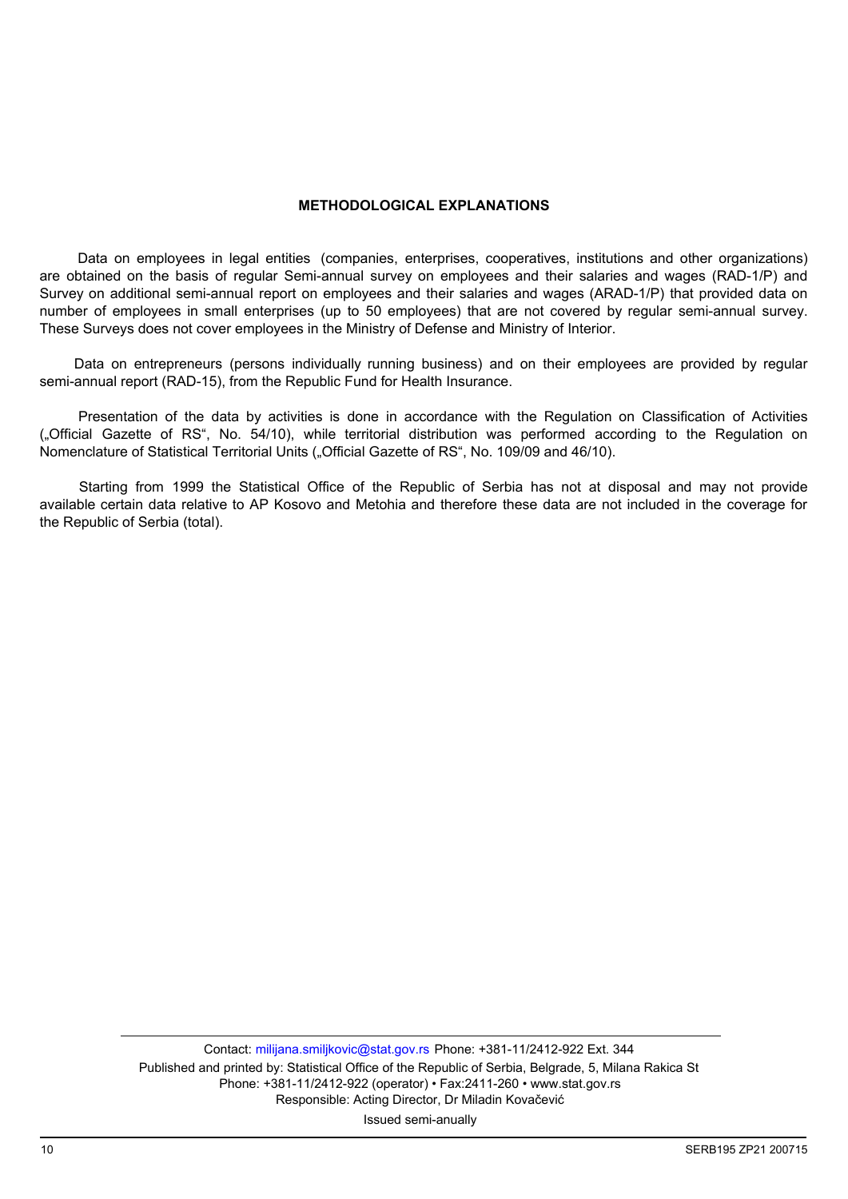## METHODOLOGICAL EXPLANATIONS

Data on employees in legal entities (companies, enterprises, cooperatives, institutions and other organizations) are obtained on the basis of regular Semi-annual survey on employees and their salaries and wages (RAD-1/P) and Survey on additional semi-annual report on employees and their salaries and wages (ARAD-1/P) that provided data on number of employees in small enterprises (up to 50 employees) that are not covered by regular semi-annual survey. These Surveys does not cover employees in the Ministry of Defense and Ministry of Interior.

Data on entrepreneurs (persons individually running business) and on their employees are provided by regular semi-annual report (RAD-15), from the Republic Fund for Health Insurance.

Presentation of the data by activities is done in accordance with the Regulation on Classification of Activities („Official Gazette of RS“, No. 54/10), while territorial distribution was performed according to the Regulation on Nomenclature of Statistical Territorial Units („Official Gazette of RS“, No. 109/09 and 46/10).

Starting from 1999 the Statistical Office of the Republic of Serbia has not at disposal and may not provide available certain data relative to AP Kosovo and Metohia and therefore these data are not included in the coverage for the Republic of Serbia (total).

---

Contact: milijana.smiljkovic@stat.gov.rs Phone: +381-11/2412-922 Ext. 344

Published and printed by: Statistical Office of the Republic of Serbia, Belgrade, 5, Milana Rakica St

Phone: +381-11/2412-922 (operator) • Fax:2411-260 • www.stat.gov.rs

Responsible: Acting Director, Dr Miladin Kovačević

Issued semi-anually

SERB195 ZP21 200715